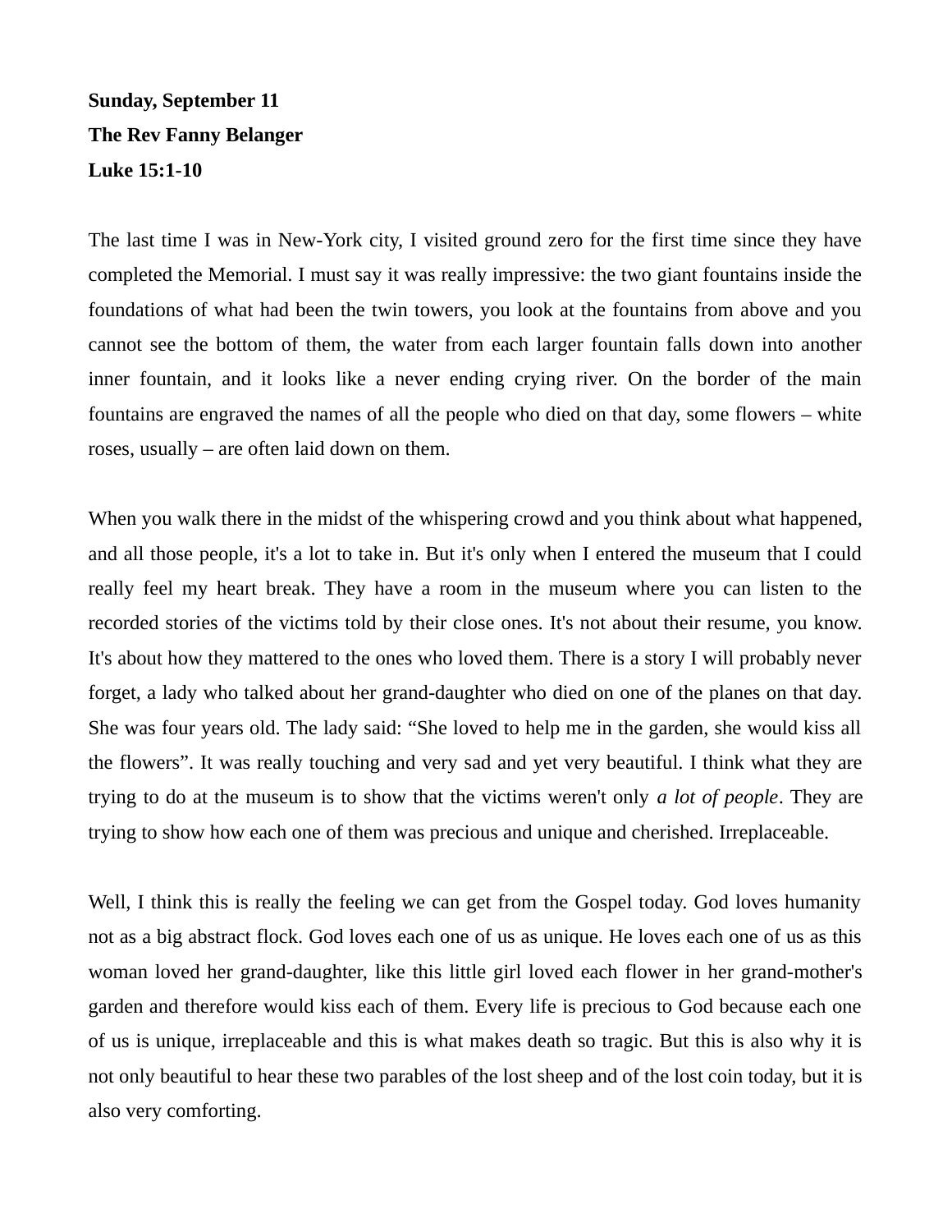**Sunday, September 11**

**The Rev Fanny Belanger**

**Luke 15:1-10**

The last time I was in New-York city, I visited ground zero for the first time since they have completed the Memorial. I must say it was really impressive: the two giant fountains inside the foundations of what had been the twin towers, you look at the fountains from above and you cannot see the bottom of them, the water from each larger fountain falls down into another inner fountain, and it looks like a never ending crying river. On the border of the main fountains are engraved the names of all the people who died on that day, some flowers – white roses, usually – are often laid down on them.

When you walk there in the midst of the whispering crowd and you think about what happened, and all those people, it's a lot to take in. But it's only when I entered the museum that I could really feel my heart break. They have a room in the museum where you can listen to the recorded stories of the victims told by their close ones. It's not about their resume, you know. It's about how they mattered to the ones who loved them. There is a story I will probably never forget, a lady who talked about her grand-daughter who died on one of the planes on that day. She was four years old. The lady said: “She loved to help me in the garden, she would kiss all the flowers”. It was really touching and very sad and yet very beautiful. I think what they are trying to do at the museum is to show that the victims weren't only *a lot of people*. They are trying to show how each one of them was precious and unique and cherished. Irreplaceable.

Well, I think this is really the feeling we can get from the Gospel today. God loves humanity not as a big abstract flock. God loves each one of us as unique. He loves each one of us as this woman loved her grand-daughter, like this little girl loved each flower in her grand-mother's garden and therefore would kiss each of them. Every life is precious to God because each one of us is unique, irreplaceable and this is what makes death so tragic. But this is also why it is not only beautiful to hear these two parables of the lost sheep and of the lost coin today, but it is also very comforting.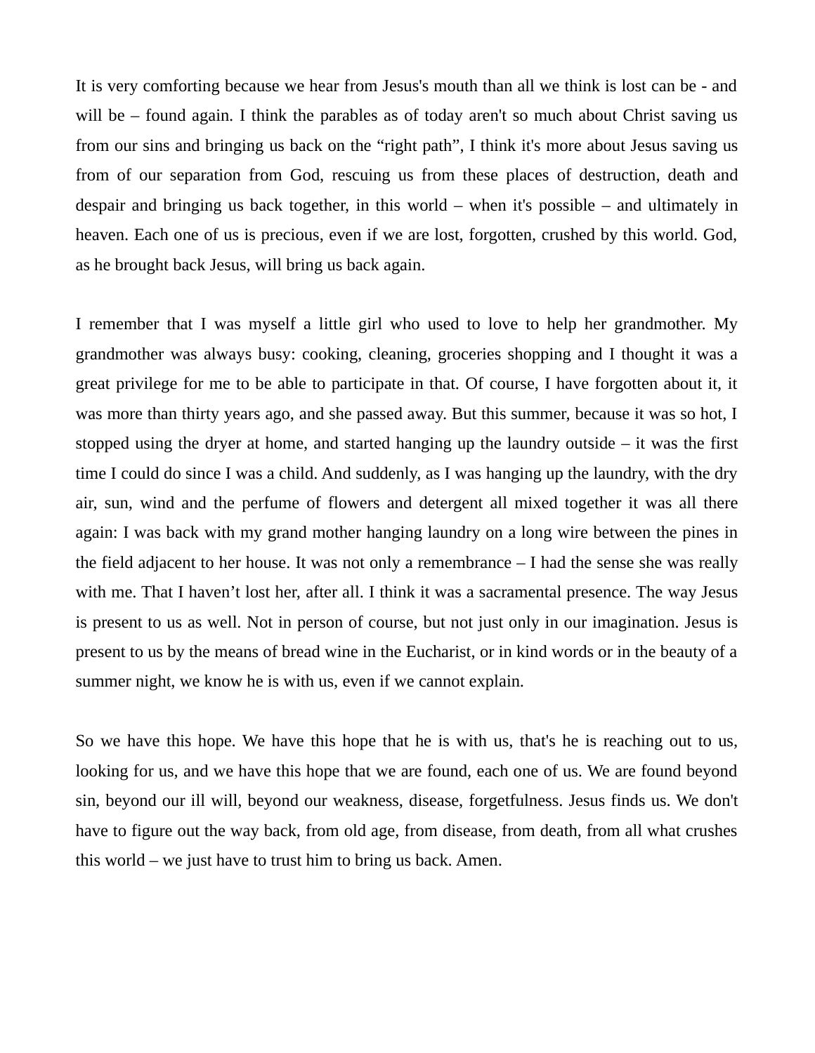It is very comforting because we hear from Jesus's mouth than all we think is lost can be - and will be – found again. I think the parables as of today aren't so much about Christ saving us from our sins and bringing us back on the "right path", I think it's more about Jesus saving us from of our separation from God, rescuing us from these places of destruction, death and despair and bringing us back together, in this world – when it's possible – and ultimately in heaven. Each one of us is precious, even if we are lost, forgotten, crushed by this world. God, as he brought back Jesus, will bring us back again.

I remember that I was myself a little girl who used to love to help her grandmother. My grandmother was always busy: cooking, cleaning, groceries shopping and I thought it was a great privilege for me to be able to participate in that. Of course, I have forgotten about it, it was more than thirty years ago, and she passed away. But this summer, because it was so hot, I stopped using the dryer at home, and started hanging up the laundry outside – it was the first time I could do since I was a child. And suddenly, as I was hanging up the laundry, with the dry air, sun, wind and the perfume of flowers and detergent all mixed together it was all there again: I was back with my grand mother hanging laundry on a long wire between the pines in the field adjacent to her house. It was not only a remembrance – I had the sense she was really with me. That I haven't lost her, after all. I think it was a sacramental presence. The way Jesus is present to us as well. Not in person of course, but not just only in our imagination. Jesus is present to us by the means of bread wine in the Eucharist, or in kind words or in the beauty of a summer night, we know he is with us, even if we cannot explain.

So we have this hope. We have this hope that he is with us, that's he is reaching out to us, looking for us, and we have this hope that we are found, each one of us. We are found beyond sin, beyond our ill will, beyond our weakness, disease, forgetfulness. Jesus finds us. We don't have to figure out the way back, from old age, from disease, from death, from all what crushes this world – we just have to trust him to bring us back. Amen.